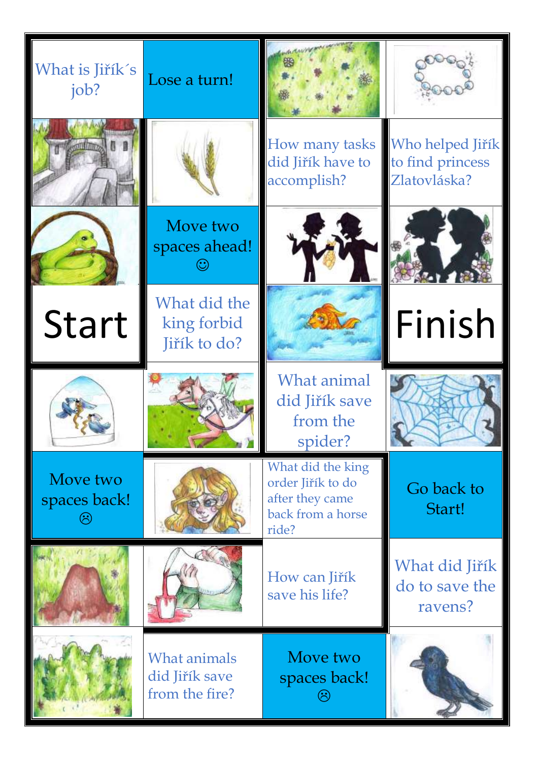| | | | |
|---|---|---|---|
| What is Jiřík´s job? | Lose a turn! | | |
| | | How many tasks did Jiřík have to accomplish? | Who helped Jiřík to find princess Zlatovláska? |
| | Move two spaces ahead! ☺ | | |
| Start | What did the king forbid Jiřík to do? | | Finish |
| | | What animal did Jiřík save from the spider? | |
| Move two spaces back! ☹ | | What did the king order Jiřík to do after they came back from a horse ride? | Go back to Start! |
| | | How can Jiřík save his life? | What did Jiřík do to save the ravens? |
| | What animals did Jiřík save from the fire? | Move two spaces back! ☹ | |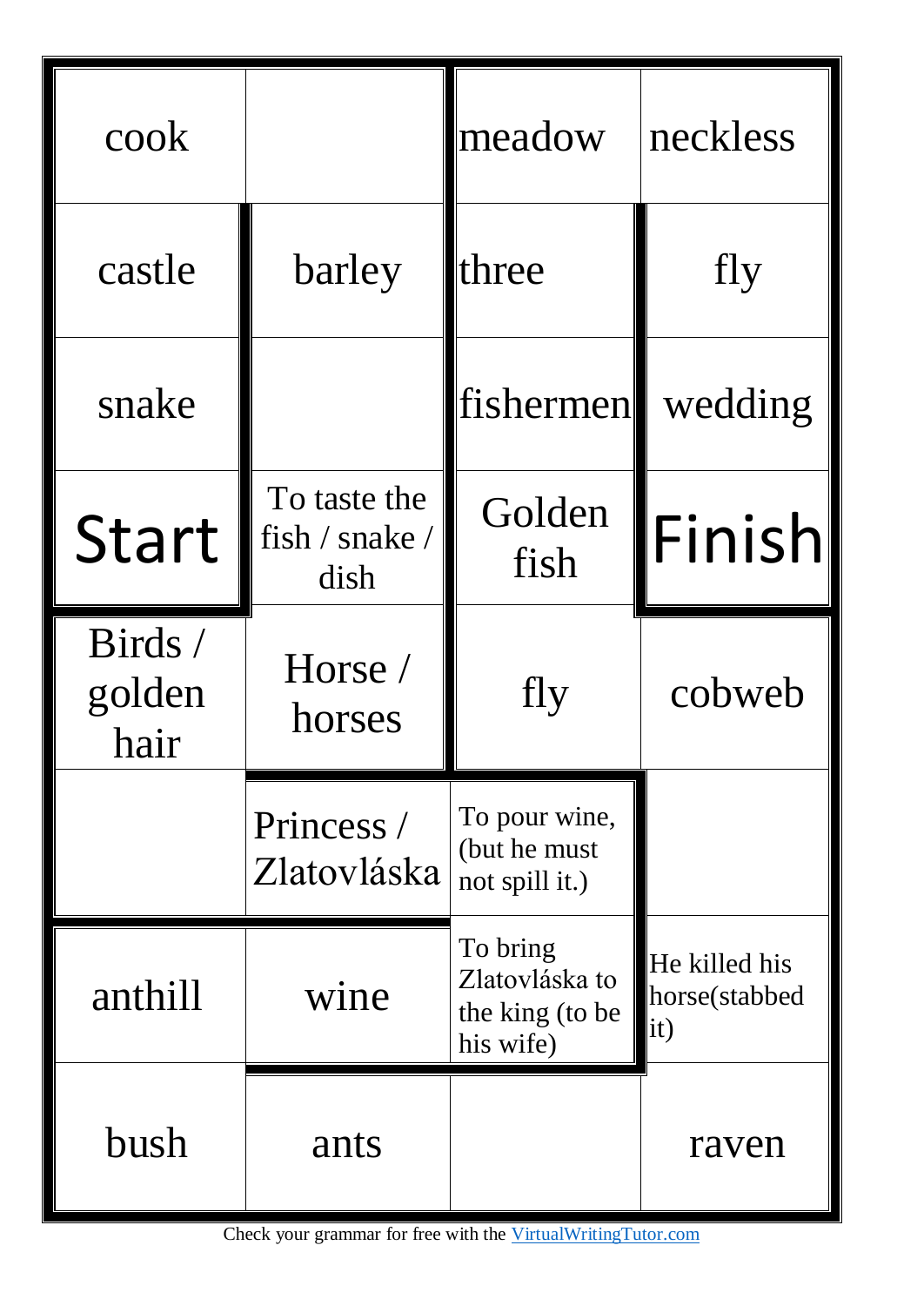| | | | |
|---|---|---|---|
| cook | | meadow | neckless |
| castle | barley | three | fly |
| snake | | fishermen | wedding |
| Start | To taste the fish / snake / dish | Golden fish | Finish |
| Birds / golden hair | Horse / horses | fly | cobweb |
| | Princess / Zlatovláska | To pour wine, (but he must not spill it.) | |
| anthill | wine | To bring Zlatovláska to the king (to be his wife) | He killed his horse(stabbed it) |
| bush | ants | | raven |

Check your grammar for free with the VirtualWritingTutor.com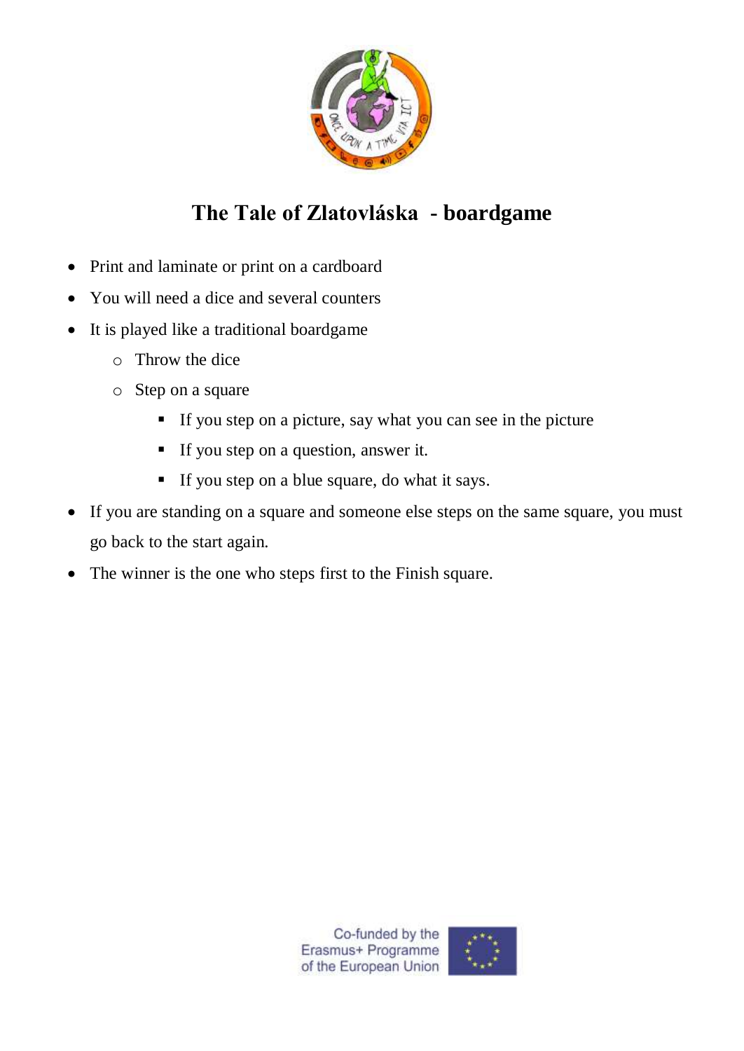# The Tale of Zlatovláska - boardgame

- Print and laminate or print on a cardboard
- You will need a dice and several counters
- It is played like a traditional boardgame
  - Throw the dice
  - Step on a square
    - If you step on a picture, say what you can see in the picture
    - If you step on a question, answer it.
    - If you step on a blue square, do what it says.
- If you are standing on a square and someone else steps on the same square, you must go back to the start again.
- The winner is the one who steps first to the Finish square.

Co-funded by the Erasmus+ Programme of the European Union